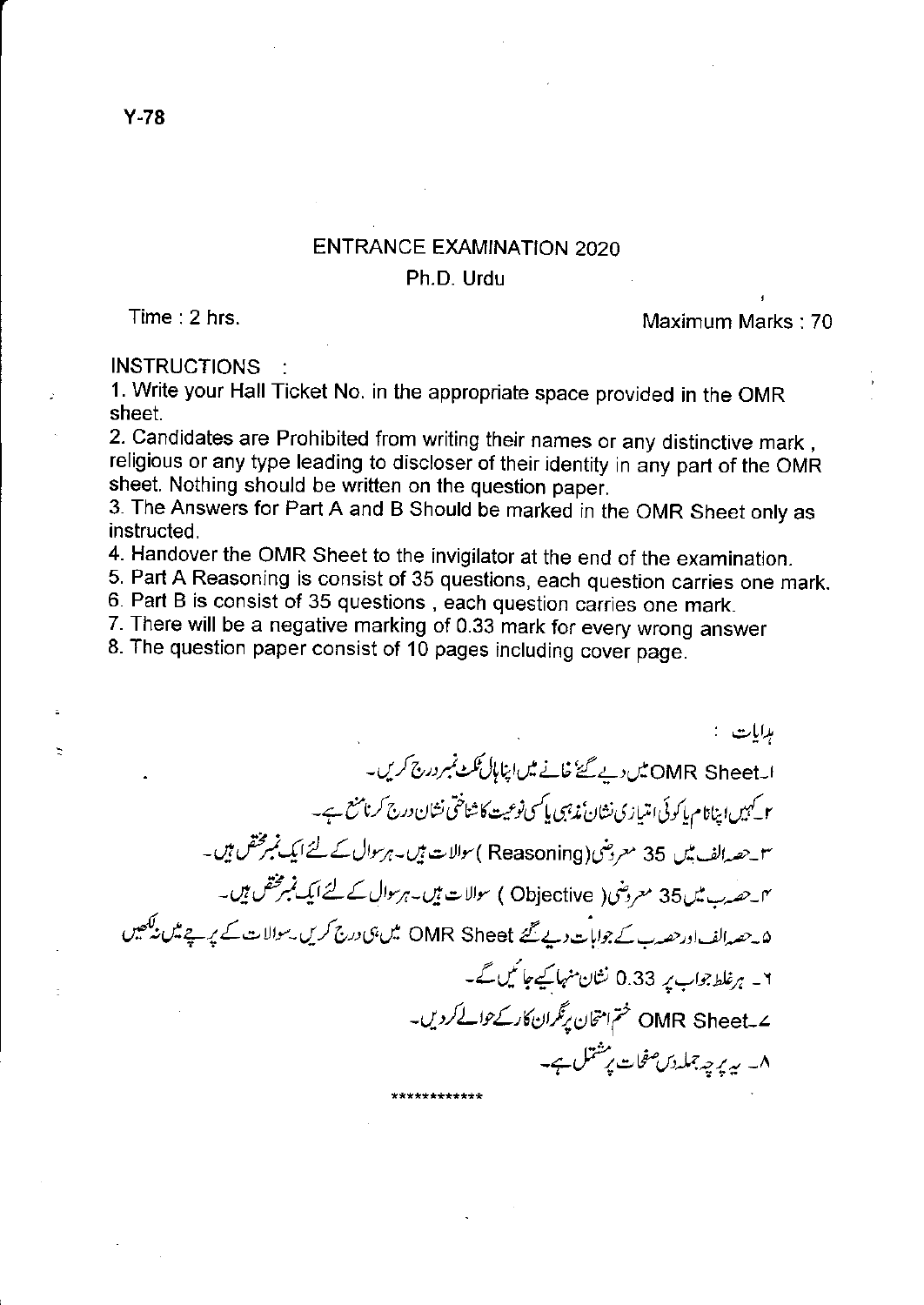Y-78

# ENTRANCE EXAMINATION 2020

## Ph.D. Urdu

Time : 2 hrs. Maximum Marks : 70

INSTRUCTIONS :

1. Write your Hall Ticket No. in the appropriate space provided in the OMR sheet.
2. Candidates are Prohibited from writing their names or any distinctive mark , religious or any type leading to discloser of their identity in any part of the OMR sheet. Nothing should be written on the question paper.
3. The Answers for Part A and B Should be marked in the OMR Sheet only as instructed.
4. Handover the OMR Sheet to the invigilator at the end of the examination.
5. Part A Reasoning is consist of 35 questions, each question carries one mark.
6. Part B is consist of 35 questions , each question carries one mark.
7. There will be a negative marking of 0.33 mark for every wrong answer
8. The question paper consist of 10 pages including cover page.

ہدایات :

۱۔ OMR Sheet میں دیے گئے خانے میں اپنا ہال ٹکٹ نمبر درج کریں۔

۲۔ کہیں اپنا نام یا کوئی امتیازی نشان، مذہبی یا کسی نوعیت کا شناختی نشان درج کرنا منع ہے۔

۳۔ حصہ الف میں 35 معروضی (Reasoning) سوالات ہیں۔ ہر سوال کے لئے ایک نمبر مختص ہیں۔

۴۔ حصہ ب میں 35 معروضی (Objective) سوالات ہیں۔ ہر سوال کے لئے ایک نمبر مختص ہیں۔

۵۔ حصہ الف اور حصہ ب کے جوابات دیے گئے OMR Sheet میں ہی درج کریں۔ سوالات کے پرچے میں نہ لکھیں

۶۔ ہر غلط جواب پر 0.33 نشان منہا کیے جائیں گے۔

۷۔ OMR Sheet ختم امتحان پر نگران کار کے حوالے کردیں۔

۸۔ یہ پرچہ جملہ دس صفحات پر مشتمل ہے۔

************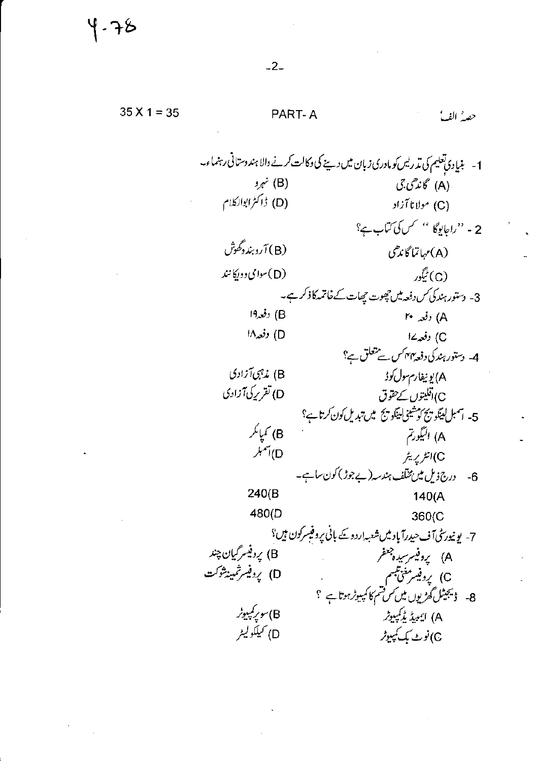4-78

35 X 1 = 35 　　　　PART- A 　　　　حصۂ الف

1- بنیادی تعلیم کی تدریس کو مادری زبان میں دینے کی وکالت کرنے والا ہندوستانی رہنماء۔

(A) گاندھی جی 　　　　(B) نہرو

(C) مولانا آزاد 　　　　(D) ڈاکٹر ابوالکلام

2 - ''راجا یوگا'' کس کی کتاب ہے؟

(A) مہاتما گاندھی 　　　　(B) آروبندو گھوش

(C) ٹیگور 　　　　(D) سوامی وویکانند

3- دستور ہند کی کس دفعہ میں چھوت چھات کے خاتمہ کا ذکر ہے۔

A) دفعہ ۲۰ 　　　　B) دفعہ ۱۹

C) دفعہ ۱۷ 　　　　D) دفعہ ۱۸

4- دستور ہند کی دفعہ ۴۴ کس سے متعلق ہے؟

A) یونیفارم سول کوڈ 　　　　B) مذہبی آزادی

C) اقلیتوں کے حقوق 　　　　D) تقریر کی آزادی

5- اسمبل لینگویج کو مشینی لینگویج میں تبدیل کون کرتا ہے؟

A) الگورتھم 　　　　B) کمپائلر

C) انٹرپریٹر 　　　　D) اسمبلر

6- درج ذیل میں مختلف ہندسہ (بے جوڑ) کون سا ہے۔

140(A 　　　　240(B

360(C 　　　　480(D

7- یونیورسٹی آف حیدرآباد میں شعبہ اردو کے بانی پروفیسر کون ہیں؟

A) پروفیسر سیدہ جعفر 　　　　B) پروفیسر گیان چند

C) پروفیسر مغنی تبسم 　　　　D) پروفیسر ثمینہ شوکت

8- ڈیجیٹل گھڑیوں میں کس قسم کا کمپیوٹر ہوتا ہے ؟

A) ایمبیڈیڈ کمپیوٹر 　　　　B) سوپر کمپیوٹر

C) نوٹ بک کمپیوٹر 　　　　D) کیلکولیٹر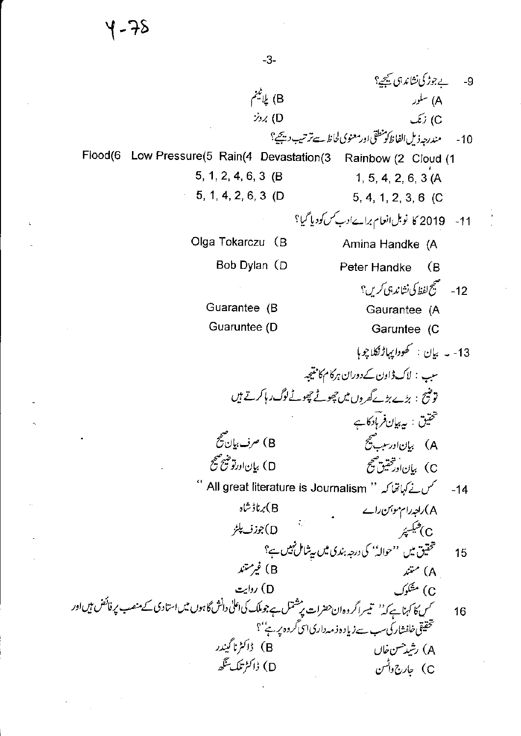Y-78

9- بے جوڑ کی نشاندہی کیجیے؟

A) سلور
B) پلاٹینم
C) زنک
D) برونز

10- مندرجہ ذیل الفاظ کو منطقی اور معنوی لحاظ سے ترتیب دیجیے؟

Cloud (1  Rainbow (2  Devastation(3  Rain(4  Low Pressure(5  Flood(6

A) 1, 5, 4, 2, 6, 3
B) 5, 1, 2, 4, 6, 3
C) 5, 4, 1, 2, 3, 6
D) 5, 1, 4, 2, 6, 3

11- 2019 کا نوبل انعام برائے ادب کس کو دیا گیا؟

A) Amina Handke
B) Olga Tokarczu
B) Peter Handke
D) Bob Dylan

12- صحیح لفظ کی نشاندہی کریں؟

A) Gaurantee
B) Guarantee
C) Garuntee
D) Guaruntee

13- بیان : کھودا پہاڑ نکلا چوہا

سبب : لاک ڈاون کے دوران ہر کام کا نتیجہ

توضیح : بڑے بڑے گھروں میں چھوٹے چھوٹے لوگ رہا کرتے ہیں

تحقیق : یہ بیان فرہاد کا ہے

A) بیان اور سبب صحیح
B) صرف بیان صحیح
C) بیان اور تحقیق صحیح
D) بیان اور توضیح صحیح

14- کس نے کہا تھا کہ " All great literature is Journalism "

A) راجہ رام موہن رائے
B) برناڈ شاہ
C) شیکسپیر
D) جوزف پلٹزر

15 تحقیق میں "حوالہ" کی درجہ بندی میں یہ شامل نہیں ہے؟

A) مستند
B) غیر مستند
C) مشکوک
D) روایت

16 کس کا کہنا ہے کہ " تیسرا گروہ ان حضرات پر مشتمل ہے جو ملک کی اعلیٰ دانش گاہوں میں استادی کے منصب پر فائض ہیں اور تحقیقی خلفشار کی سب سے زیادہ ذمہ داری اسی گروہ پر ہے "؟

A) رشید حسن خاں
B) ڈاکٹر ناگیندر
C) جارج واٹسن
D) ڈاکٹر تلک سنگھ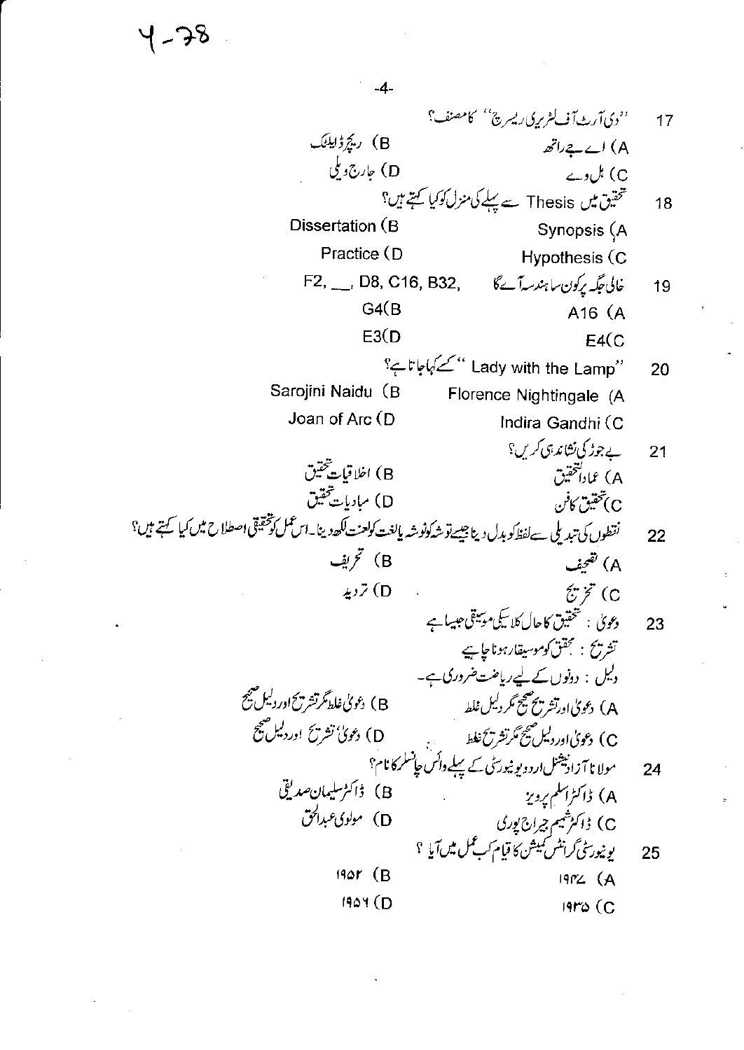Y-78

17. "دی آرٹ آف لٹریری ریسرچ" کا مصنف؟

A) اے جے راتھ
B) رچرڈ ڈیلک
C) ہل وے
D) جارج ویلی

18. تحقیق میں Thesis سے پہلے کی منزل کو کیا کہتے ہیں؟

A) Synopsis
B) Dissertation
C) Hypothesis
D) Practice

19. خالی جگہ پر کون سا ہندسہ آئے گا F2, ___, D8, C16, B32,

A) A16
B) G4
C) E4
D) E3

20. "Lady with the Lamp" کسے کہا جاتا ہے؟

A) Florence Nightingale
B) Sarojini Naidu
C) Indira Gandhi
D) Joan of Arc

21. بے جوڑ کی نشاندہی کریں؟

A) عماد التحقیق
B) اخلاقیات تحقیق
C) تحقیق کا فن
D) مبادیات تحقیق

22. نقطوں کی تبدیلی سے لفظ کو بدل دینا جیسے توشہ کو نوشہ یا لغت کو لعنت لکھ دینا۔ اس عمل کو تحقیقی اصطلاح میں کیا کہتے ہیں؟

A) تصحیف
B) تحریف
C) تخریج
D) تردید

23. دعویٰ : تحقیق کا حال کلاسیکی موسیقی جیسا ہے
تشریح : محقق کو موسیقار ہونا چاہیے
دلیل : دونوں کے لیے ریاضت ضروری ہے۔

A) دعویٰ اور تشریح صحیح مگر دلیل غلط
B) دعویٰ غلط مگر تشریح اور دلیل صحیح
C) دعویٰ اور دلیل صحیح مگر تشریح غلط
D) دعویٰ تشریح اور دلیل صحیح

24. مولانا آزاد نیشنل اردو یونیورسٹی کے پہلے وائس چانسلر کا نام؟

A) ڈاکٹر اسلم پرویز
B) ڈاکٹر سلیمان صدیقی
C) ڈاکٹر شمیم جیراج پوری
D) مولوی عبدالحق

25. یونیورسٹی گرانٹس کمیشن کا قیام کب عمل میں آیا؟

A) ۱۹۴۷
B) ۱۹۵۳
C) ۱۹۳۵
D) ۱۹۵۶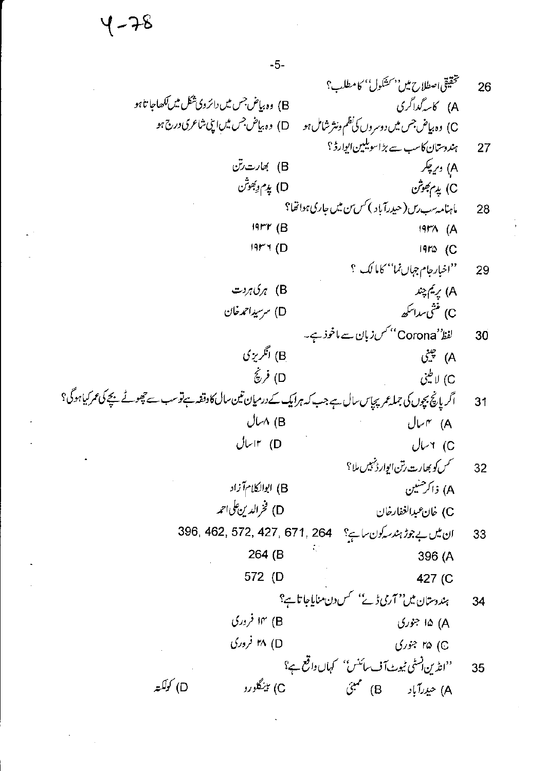26. تحقیقی اصطلاح میں ''کشکول'' کا مطلب؟

A) کاسہ گداگری
B) وہ بیاض جس میں دائروی شکل میں لکھا جاتا ہو
C) وہ بیاض جس میں دوسروں کی نظم ونثر شامل ہو
D) وہ بیاض جس میں اپنی شاعری درج ہو

27. ہندوستان کا سب سے بڑا سویلین ایوارڈ؟

A) ویرچکر
B) بھارت رتن
C) پدم بھوشن
D) پدم وبھوشن

28. ماہنامہ سب رس (حیدرآباد) کس سن میں جاری ہوا تھا؟

A) ۱۹۳۸
B) ۱۹۳۲
C) ۱۹۲۵
D) ۱۹۳۶

29. ''اخبار جام جہاں نما'' کا مالک ؟

A) پریم چند
B) ہری ہردت
C) منشی سداسکھ
D) سرسید احمد خان

30. لفظ ''Corona'' کس زبان سے ماخوذ ہے۔

A) چینی
B) انگریزی
C) لاطینی
D) فرنچ

31. اگر پانچ بچوں کی جملہ عمر پچاس سال ہے جب کہ ہر ایک کے درمیان تین سال کا وقفہ ہے تو سب سے چھوٹے بچے کی عمر کیا ہوگی؟

A) ۴ سال
B) ۸ سال
C) ۶ سال
D) ۱۳ سال

32. کس کو بھارت رتن ایوارڈ نہیں ملا؟

A) ذاکر حسین
B) ابوالکلام آزاد
C) خان عبدالغفار خان
D) فخرالدین علی احمد

33. ان میں بے جوڑ ہندسہ کون سا ہے؟ 396, 462, 572, 427, 671, 264

A) 396
B) 264
C) 427
D) 572

34. ہندوستان میں ''آرمی ڈے'' کس دن منایا جاتا ہے؟

A) ۱۵ جنوری
B) ۱۴ فروری
C) ۲۵ جنوری
D) ۲۸ فروری

35. ''انڈین انسٹی ٹیوٹ آف سائنس'' کہاں واقع ہے؟

A) حیدرآباد
B) ممبئی
C) بینگلورو
D) کولکتہ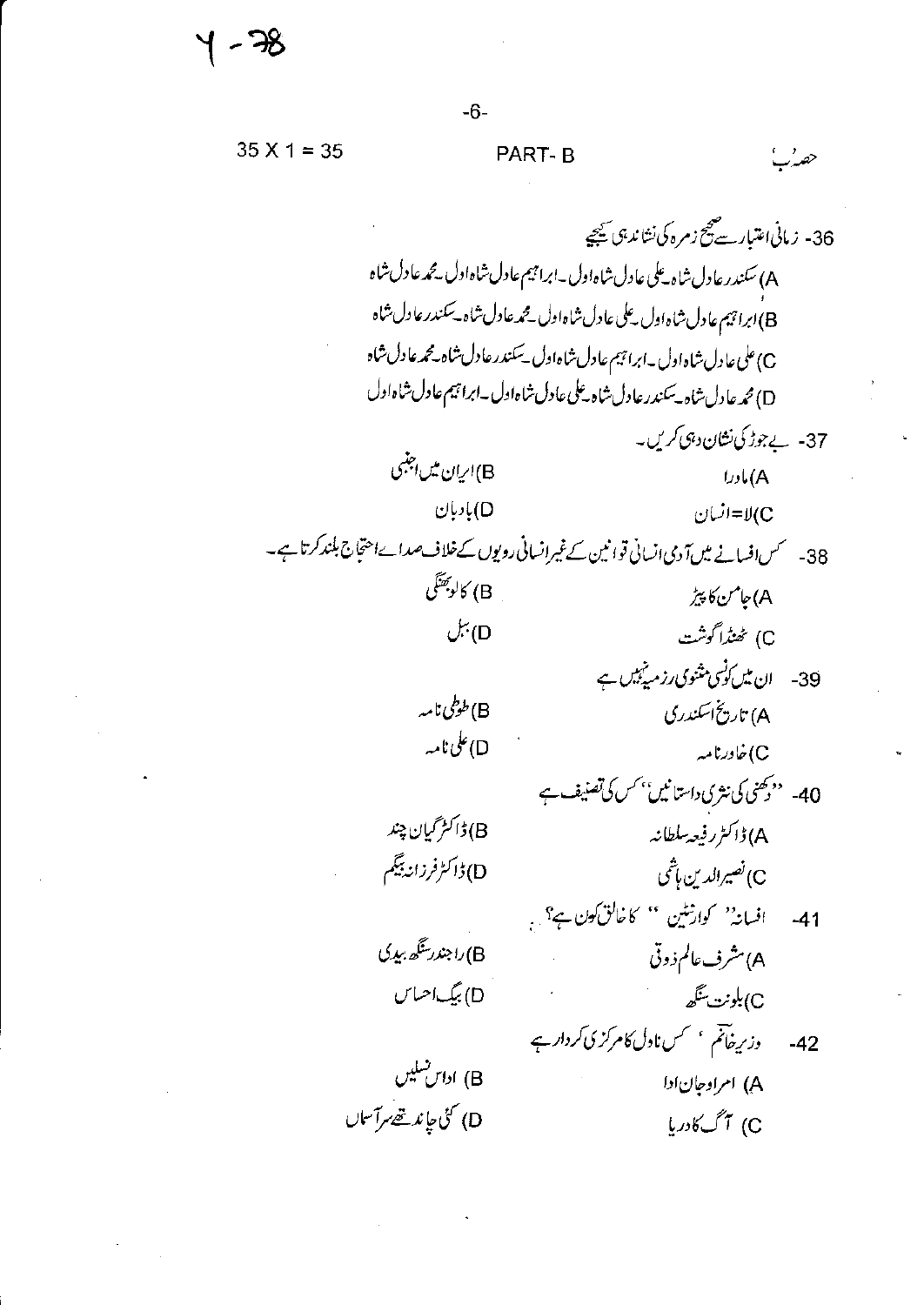35 X 1 = 35 PART- B حصہ بؔ

36- زمانی اعتبار سے صحیح زمرہ کی نشاندہی کیجیے

A) سکندر عادل شاہ۔علی عادل شاہ اول۔ابراہیم عادل شاہ اول۔محمد عادل شاہ

B) ابراہیم عادل شاہ اول۔علی عادل شاہ اول۔محمد عادل شاہ۔سکندر عادل شاہ

C) علی عادل شاہ اول۔ابراہیم عادل شاہ اول۔سکندر عادل شاہ۔محمد عادل شاہ

D) محمد عادل شاہ۔سکندر عادل شاہ۔علی عادل شاہ اول۔ابراہیم عادل شاہ اول

37- بے جوڑ کی نشان دہی کریں۔

A) ماورا B) ایران میں اجنبی

C) لا=انسان D) بادبان

38- کس افسانے میں آدمی انسانی قوانین کے غیر انسانی رویوں کے خلاف صدائے احتجاج بلند کرتا ہے۔

A) جامن کا پیڑ B) کالو بھنگی

C) ٹھنڈا گوشت D) بل

39- ان میں کونسی مثنوی رزمیہ نہیں ہے

A) تاریخ اسکندری B) طوطی نامہ

C) خاور نامہ D) علی نامہ

40- ''دکھنی کی نثری داستانیں'' کس کی تصنیف ہے

A) ڈاکٹر رفیعہ سلطانہ B) ڈاکٹر گیان چند

C) نصیر الدین ہاشمی D) ڈاکٹر فرزانہ بیگم

41- افسانہ'' کوارنٹین '' کا خالق کون ہے؟

A) مشرف عالم ذوقی B) راجندر سنگھ بیدی

C) بلونت سنگھ D) بیگ احساس

42- وزیر خانم ' کس ناول کا مرکزی کردار ہے

A) امراؤ جان ادا B) اداس نسلیں

C) آگ کا دریا D) کئی چاند تھے سر آسماں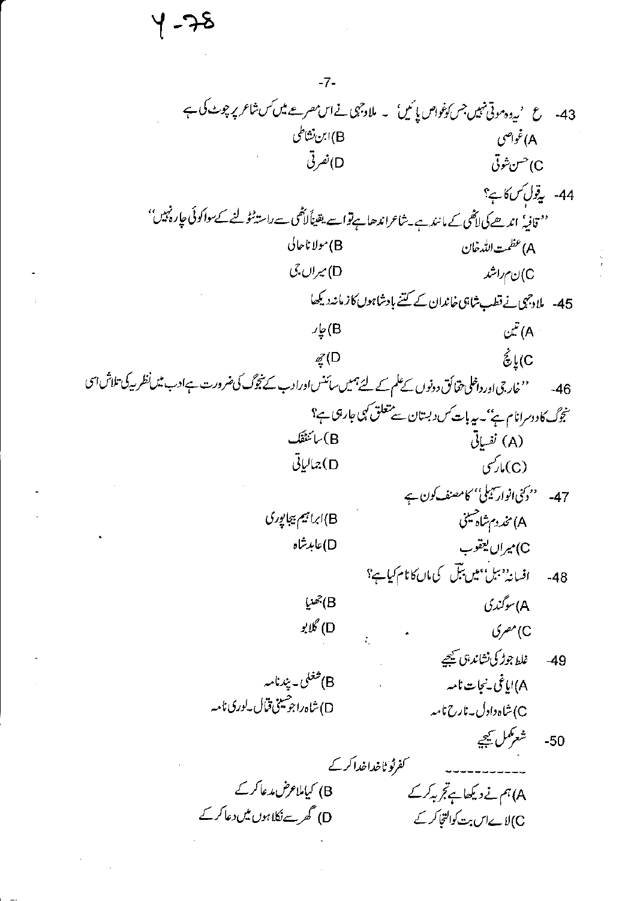Y-78

43- ع 'یہ وہ موتی نہیں جس کو غواص پائیں' - ملا وجہی نے اس مصرعے میں کس شاعر پر چوٹ کی ہے

A) غواصی
B) ابن نشاطی
C) حسن شوقی
D) نصرتی

44- یہ قول کس کا ہے؟

''قافیہ' اندھے کی لاٹھی کے مانند ہے۔ شاعر اندھا ہے تو اسے یقیناً لاٹھی سے راستہ ٹٹولنے کے سوا کوئی چارہ نہیں''

A) عظمت اللہ خان
B) مولانا حالی
C) ن م راشد
D) میراں جی

45- ملا وجہی نے قطب شاہی خاندان کے کتنے بادشاہوں کا زمانہ دیکھا

A) تین
B) چار
C) پانچ
D) چھ

46- ''خارجی اور داخلی حقائق دونوں کے علم کے لئے ہمیں سائنس اور ادب کے سنجوگ کی ضرورت ہے ادب میں نظریہ کی تلاش اسی سنجوگ کا دوسرا نام ہے''۔ یہ بات کس دبستان سے متعلق کہی جا رہی ہے؟

(A) نفسیاتی
B) سائنٹفک
(C) مارکسی
D) جمالیاتی

47- ''دکنی انوار سہیلی'' کا مصنف کون ہے

A) مخدوم شاہ حسینی
B) ابراہیم بیجاپوری
C) میراں یعقوب
D) عابد شاہ

48- افسانہ ''ببل'' میں ببل کی ماں کا نام کیا ہے؟

A) سوگندی
B) جھنیا
C) مصری
D) گلابو

49- غلط جوڑی کی نشاندہی کیجیے

A) ایاغی۔ نجات نامہ
B) شغلی۔ پندنامہ
C) شاہ داول۔ نارح نامہ
D) شاہ راجو حسینی قتال۔ لوری نامہ

50- شعر مکمل کیجیے

کفر ٹوٹا خدا خدا کر کے
\_\_\_\_\_\_\_\_\_\_\_

A) ہم نے دیکھا ہے تجربہ کر کے
B) کیا ملا عرض مدعا کر کے
C) لائے اس بت کو التجا کر کے
D) گھر سے نکلا ہوں میں دعا کر کے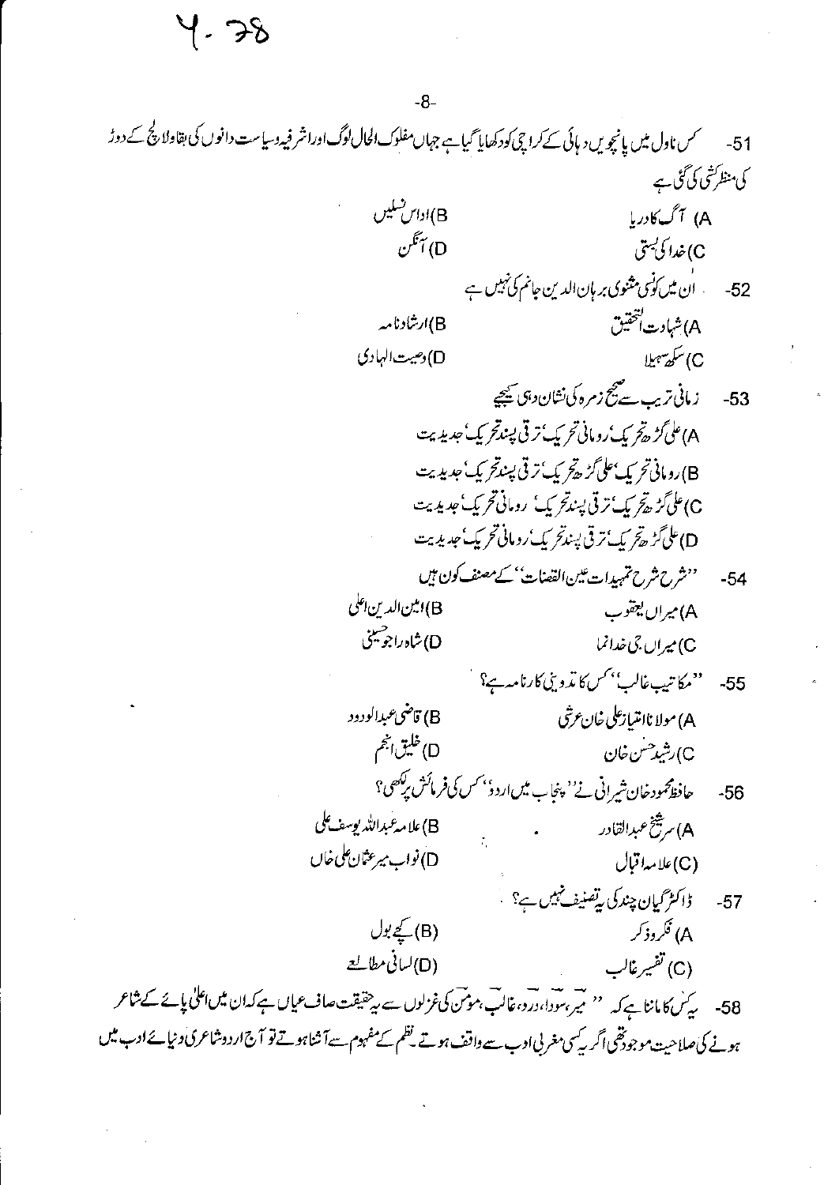Y-78

51- کس ناول میں پانچویں دہائی کے کراچی کو دکھایا گیا ہے جہاں مفلوک الحال لوگ اور اشرافیہ وسیاست دانوں کی بقا و لالچ کے دوڑ کی منظر کشی کی گئی ہے

A) آگ کا دریا
B) اداس نسلیں
C) خدا کی بستی
D) آنگن

52- ان میں کونسی مثنوی برہان الدین جانم کی نہیں ہے

A) شہادت التحقیق
B) ارشاد نامہ
C) سکھ سہیلا
D) وصیت الہادی

53- زمانی ترتیب سے صحیح زمرہ کی نشان دہی کیجیے

A) علی گڑھ تحریک، رومانی تحریک، ترقی پسند تحریک، جدیدیت
B) رومانی تحریک، علی گڑھ تحریک، ترقی پسند تحریک، جدیدیت
C) علی گڑھ تحریک، ترقی پسند تحریک، رومانی تحریک، جدیدیت
D) علی گڑھ تحریک، ترقی پسند تحریک، رومانی تحریک، جدیدیت

54- ''شرح شرح تمہیدات عین القضات'' کے مصنف کون ہیں

A) میراں یعقوب
B) امین الدین اعلیٰ
C) میراں جی خدانما
D) شاہ راجو حسینی

55- ''مکاتیب غالب'' کس کا تدوینی کارنامہ ہے؟

A) مولانا امتیاز علی خان عرشی
B) قاضی عبدالودود
C) رشید حسن خان
D) خلیق انجم

56- حافظ محمود خان شیرانی نے ''پنجاب میں اردو'' کس کی فرمائش پر لکھی؟

A) سر شیخ عبدالقادر
B) علامہ عبداللہ یوسف علی
(C) علامہ اقبال
D) نواب میر عثمان علی خاں

57- ڈاکٹر گیان چند کی یہ تصنیف نہیں ہے؟

A) فکر و ذکر
(B) کچے بول
(C) تفسیر غالب
(D) لسانی مطالعے

58- یہ کس کا ماننا ہے کہ '' میرؔ، سوداؔ، دردؔ، غالبؔ، مومنؔ کی غزلوں سے یہ حقیقت صاف عیاں ہے کہ ان میں اعلیٰ پائے کے شاعر ہونے کی صلاحیت موجود تھی اگر یہ کسی مغربی ادب سے واقف ہوتے۔ نظم کے مفہوم سے آشنا ہوتے تو آج اردو شاعری دنیائے ادب میں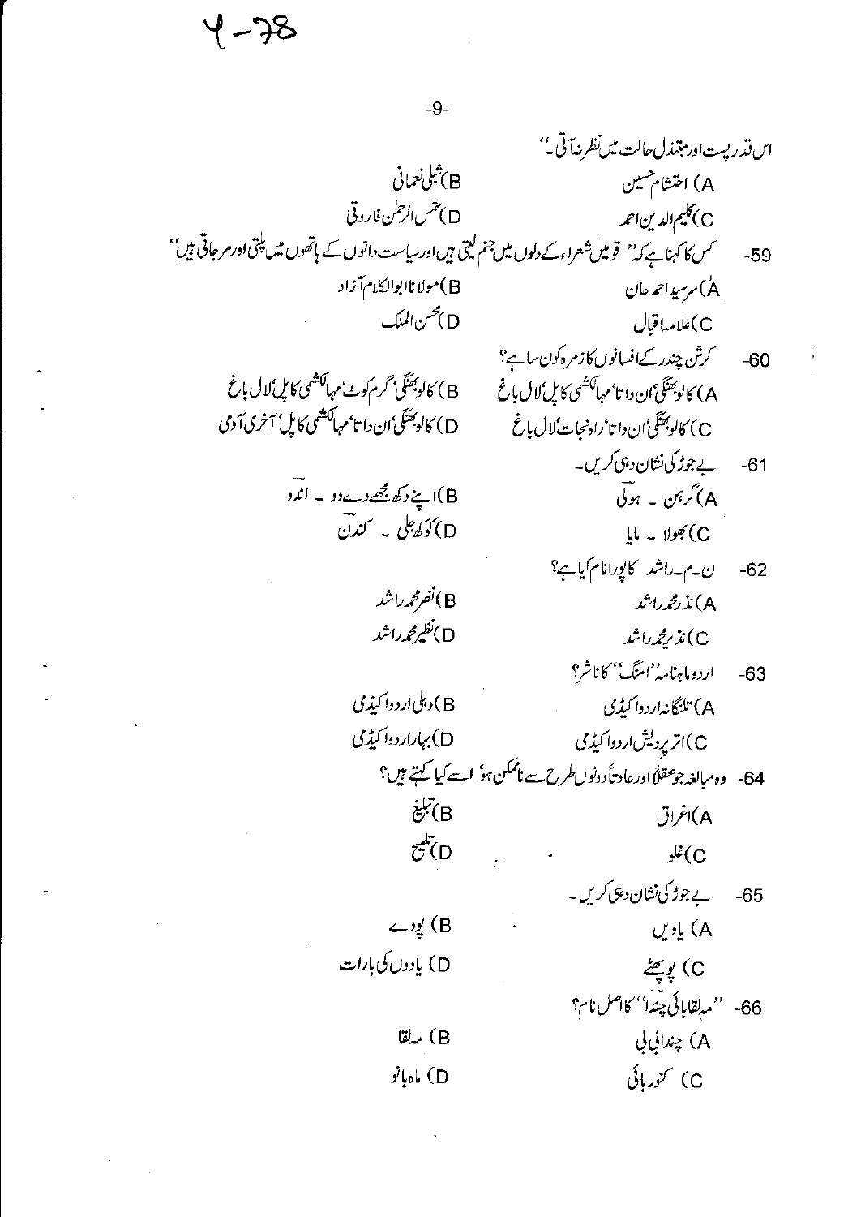اس قدر پست اور مبتذل حالت میں نظر نہ آتی ۔"

A) احتشام حسین
B) شبلی نعمانی
C) کلیم الدین احمد
D) شمس الرحمٰن فاروقی

59- کس کا کہنا ہے کہ " قومیں شعراء کے دلوں میں جنم لیتی ہیں اور سیاست دانوں کے ہاتھوں میں پلتی اور مرجاتی ہیں"

A) سرسید احمد خان
B) مولانا ابوالکلام آزاد
C) علامہ اقبال
D) محسن الملک

60- کرشن چندر کے افسانوں کا زمرہ کون سا ہے؟

A) کالو بھنگی' ان داتا' مہالکشمی کا پل' لال باغ
B) کالو بھنگی' گرم کوٹ' مہالکشمی کا پل' لال باغ
C) کالو بھنگی' ان داتا' راہ نجات' لال باغ
D) کالو بھنگی' ان داتا' مہالکشمی کا پل' آخری آدمی

61- بے جوڑ کی نشان دہی کریں۔

A) گرہن ۔ ہولی
B) اپنے دکھ مجھے دے دو ۔ اندو
C) بھولا ۔ مایا
D) کوکھ جلی ۔ کندن

62- ن۔م۔راشد کا پورا نام کیا ہے؟

A) نذر محمد راشد
B) نظر محمد راشد
C) نذیر محمد راشد
D) نظیر محمد راشد

63- اردو ماہنامہ "امنگ" کا ناشر؟

A) تلنگانہ اردو اکیڈمی
B) دہلی اردو اکیڈمی
C) اتر پردیش اردو اکیڈمی
D) بہار اردو اکیڈمی

64- وہ مبالغہ جو عقلاً اور عادتاً دونوں طرح سے ناممکن ہو، اسے کیا کہتے ہیں؟

A) اغراق
B) تبلیغ
C) غلو
D) تلمیح

65- بے جوڑ کی نشان دہی کریں۔

A) یادیں
B) پودے
C) پوچھٹے
D) یادوں کی بارات

66- "مہ لقا بائی چندا" کا اصل نام؟

A) چندا بی بی
B) مہ لقا
C) کنور بائی
D) ماہ بانو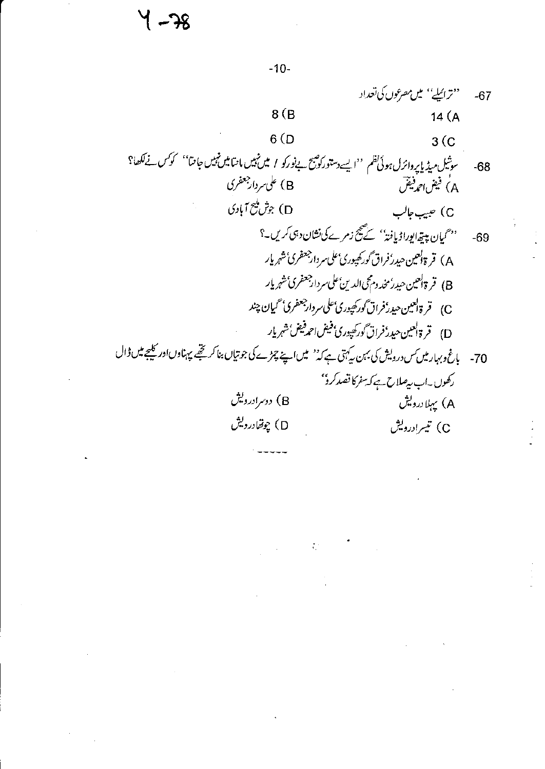Y-78

67- ''ترائیلے'' میں مصرعوں کی تعداد

A) 14 B) 8

C) 3 D) 6

68- سوشیل میڈیا پر وائرل ہوئی نظم ''ایسے دستور کو صبح بے نور کو / میں نہیں مانتا میں نہیں جانتا'' کو کس نے لکھا؟

A) فیض احمد فیض B) علی سردار جعفری

C) حبیب جالب D) جوش ملیح آبادی

69- ''گیان پیٹھ ایوارڈ یافتہ'' کے صحیح زمرے کی نشان دہی کریں۔؟

A) قرۃ العین حیدر، فراق گورکھپوری، علی سردار جعفری، شہریار

B) قرۃ العین حیدر، مخدوم محی الدین، علی سردار جعفری، شہریار

C) قرۃ العین حیدر، فراق گورکھپوری، علی سردار جعفری، گیان چند

D) قرۃ العین حیدر، فراق گورکھپوری، فیض احمد فیض، شہریار

70- باغ و بہار میں کس درویش کی بہن یہ کہتی ہے کہ'' میں اپنے چمڑے کی جوتیاں بنا کر تجھے پہناوں اور کلیجے میں ڈال رکھوں۔ اب یہ صلاح ہے کہ سفر کا قصد کرو''

A) پہلا درویش B) دوسرا درویش

C) تیسرا درویش D) چوتھا درویش

-----